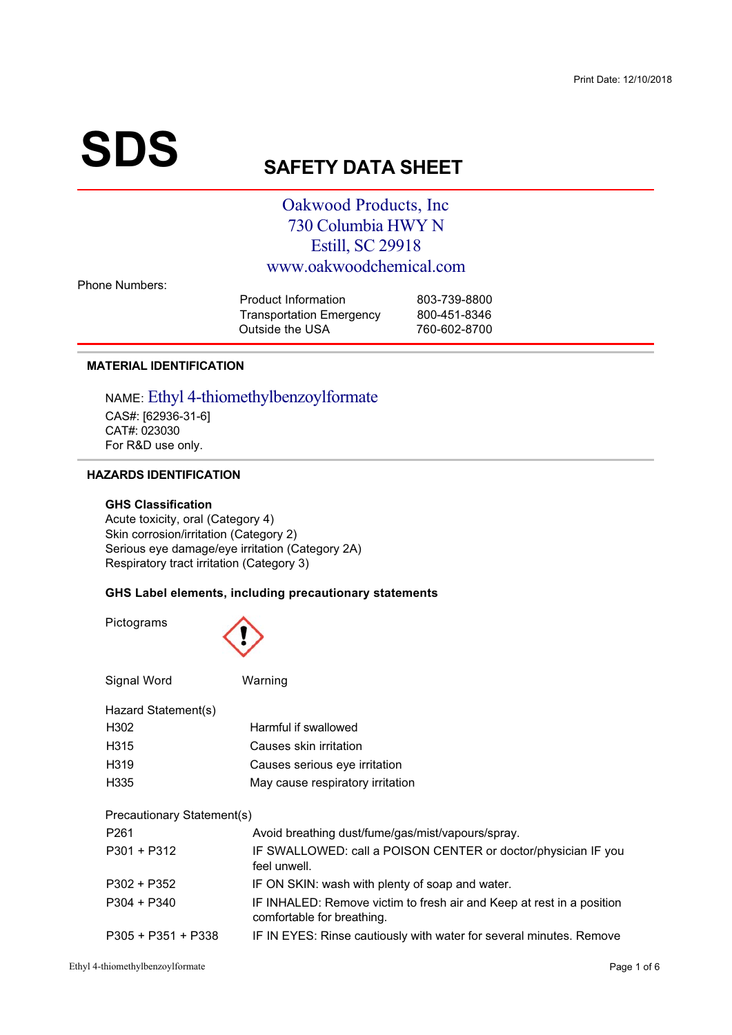Print Date: 12/10/2018

# SDS

## SAFETY DATA SHEET

Oakwood Products, Inc
730 Columbia HWY N
Estill, SC 29918
www.oakwoodchemical.com

Phone Numbers:

| | |
|---|---|
| Product Information | 803-739-8800 |
| Transportation Emergency | 800-451-8346 |
| Outside the USA | 760-602-8700 |

### MATERIAL IDENTIFICATION

NAME: Ethyl 4-thiomethylbenzoylformate
CAS#: [62936-31-6]
CAT#: 023030
For R&D use only.

### HAZARDS IDENTIFICATION

**GHS Classification**
Acute toxicity, oral (Category 4)
Skin corrosion/irritation (Category 2)
Serious eye damage/eye irritation (Category 2A)
Respiratory tract irritation (Category 3)

**GHS Label elements, including precautionary statements**

Pictograms

Signal Word Warning

Hazard Statement(s)

| | |
|---|---|
| H302 | Harmful if swallowed |
| H315 | Causes skin irritation |
| H319 | Causes serious eye irritation |
| H335 | May cause respiratory irritation |

Precautionary Statement(s)

| | |
|---|---|
| P261 | Avoid breathing dust/fume/gas/mist/vapours/spray. |
| P301 + P312 | IF SWALLOWED: call a POISON CENTER or doctor/physician IF you feel unwell. |
| P302 + P352 | IF ON SKIN: wash with plenty of soap and water. |
| P304 + P340 | IF INHALED: Remove victim to fresh air and Keep at rest in a position comfortable for breathing. |
| P305 + P351 + P338 | IF IN EYES: Rinse cautiously with water for several minutes. Remove |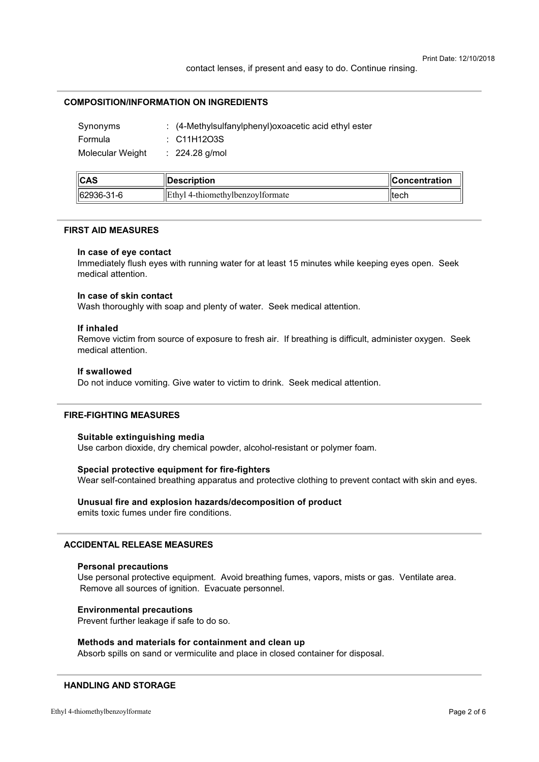contact lenses, if present and easy to do. Continue rinsing.

## COMPOSITION/INFORMATION ON INGREDIENTS

Synonyms : (4-Methylsulfanylphenyl)oxoacetic acid ethyl ester

Formula : $C_{11}H_{12}O_3S$

Molecular Weight : 224.28 g/mol

| CAS | Description | Concentration |
|---|---|---|
| 62936-31-6 | Ethyl 4-thiomethylbenzoylformate | tech |

## FIRST AID MEASURES

### In case of eye contact

Immediately flush eyes with running water for at least 15 minutes while keeping eyes open. Seek medical attention.

### In case of skin contact

Wash thoroughly with soap and plenty of water. Seek medical attention.

### If inhaled

Remove victim from source of exposure to fresh air. If breathing is difficult, administer oxygen. Seek medical attention.

### If swallowed

Do not induce vomiting. Give water to victim to drink. Seek medical attention.

## FIRE-FIGHTING MEASURES

### Suitable extinguishing media

Use carbon dioxide, dry chemical powder, alcohol-resistant or polymer foam.

### Special protective equipment for fire-fighters

Wear self-contained breathing apparatus and protective clothing to prevent contact with skin and eyes.

### Unusual fire and explosion hazards/decomposition of product

emits toxic fumes under fire conditions.

## ACCIDENTAL RELEASE MEASURES

### Personal precautions

Use personal protective equipment. Avoid breathing fumes, vapors, mists or gas. Ventilate area. Remove all sources of ignition. Evacuate personnel.

### Environmental precautions

Prevent further leakage if safe to do so.

### Methods and materials for containment and clean up

Absorb spills on sand or vermiculite and place in closed container for disposal.

## HANDLING AND STORAGE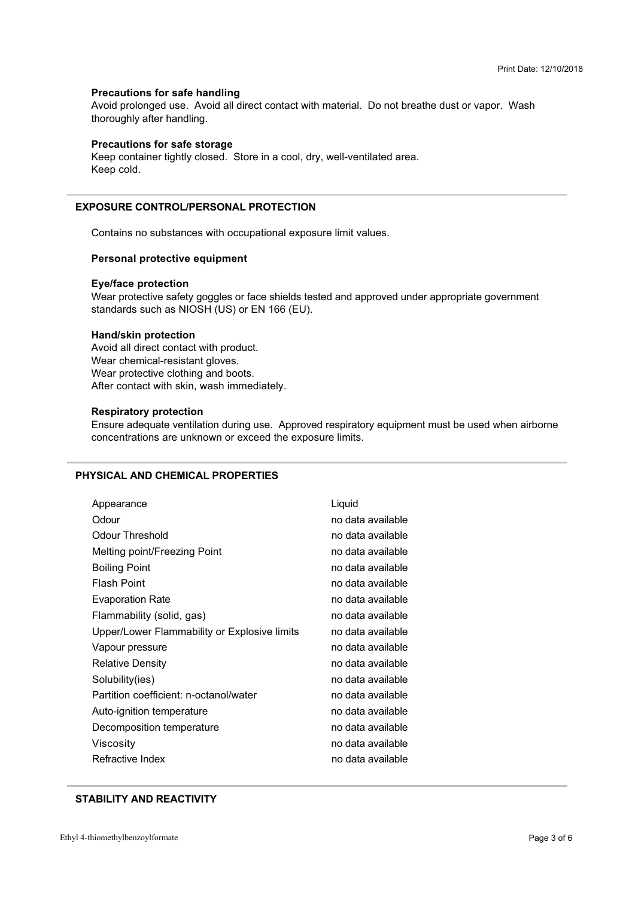### Precautions for safe handling

Avoid prolonged use. Avoid all direct contact with material. Do not breathe dust or vapor. Wash thoroughly after handling.

### Precautions for safe storage

Keep container tightly closed. Store in a cool, dry, well-ventilated area.
Keep cold.

## EXPOSURE CONTROL/PERSONAL PROTECTION

Contains no substances with occupational exposure limit values.

### Personal protective equipment

### Eye/face protection

Wear protective safety goggles or face shields tested and approved under appropriate government standards such as NIOSH (US) or EN 166 (EU).

### Hand/skin protection

Avoid all direct contact with product.
Wear chemical-resistant gloves.
Wear protective clothing and boots.
After contact with skin, wash immediately.

### Respiratory protection

Ensure adequate ventilation during use. Approved respiratory equipment must be used when airborne concentrations are unknown or exceed the exposure limits.

## PHYSICAL AND CHEMICAL PROPERTIES

| | |
|---|---|
| Appearance | Liquid |
| Odour | no data available |
| Odour Threshold | no data available |
| Melting point/Freezing Point | no data available |
| Boiling Point | no data available |
| Flash Point | no data available |
| Evaporation Rate | no data available |
| Flammability (solid, gas) | no data available |
| Upper/Lower Flammability or Explosive limits | no data available |
| Vapour pressure | no data available |
| Relative Density | no data available |
| Solubility(ies) | no data available |
| Partition coefficient: n-octanol/water | no data available |
| Auto-ignition temperature | no data available |
| Decomposition temperature | no data available |
| Viscosity | no data available |
| Refractive Index | no data available |

## STABILITY AND REACTIVITY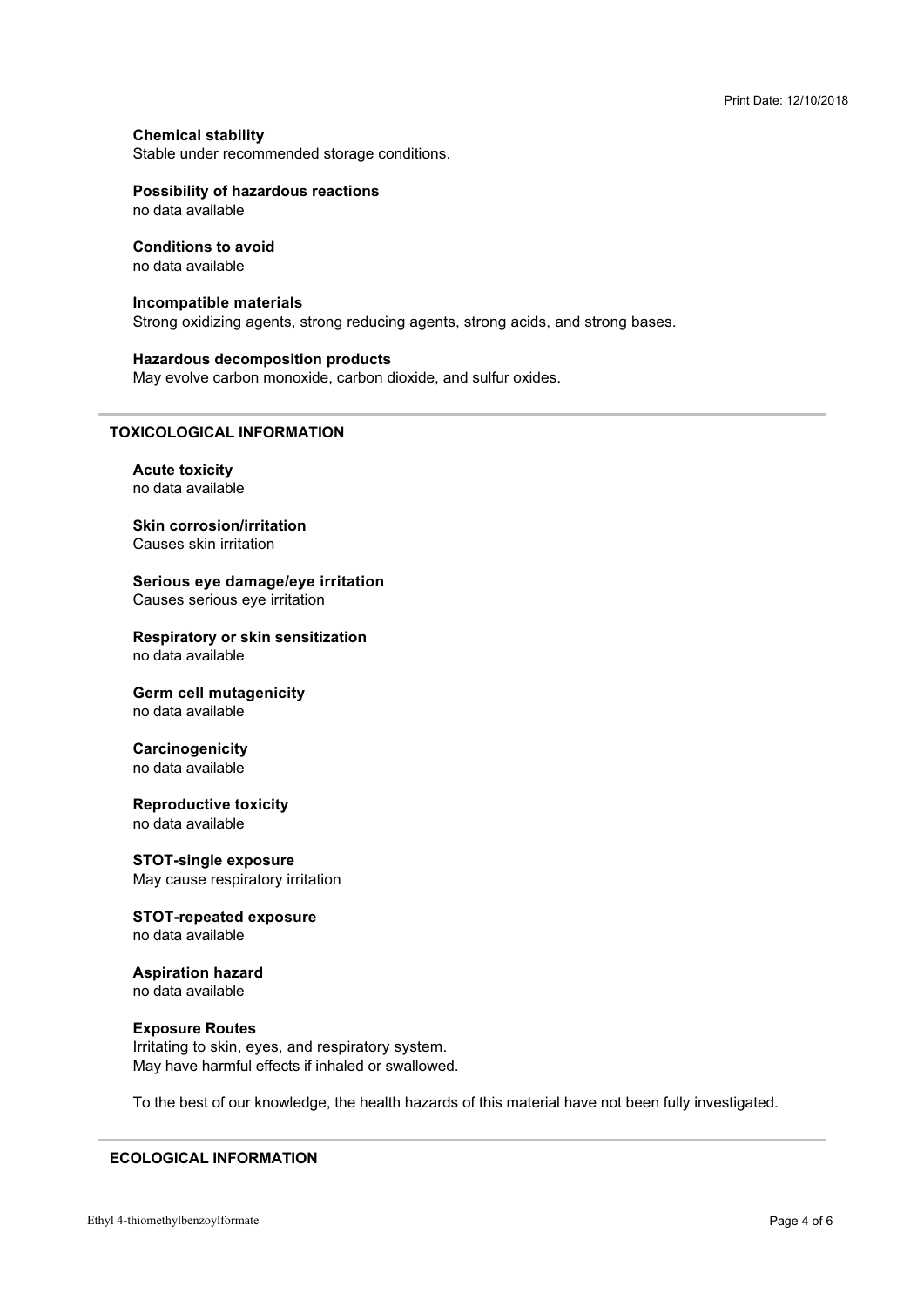**Chemical stability**
Stable under recommended storage conditions.

**Possibility of hazardous reactions**
no data available

**Conditions to avoid**
no data available

**Incompatible materials**
Strong oxidizing agents, strong reducing agents, strong acids, and strong bases.

**Hazardous decomposition products**
May evolve carbon monoxide, carbon dioxide, and sulfur oxides.

## TOXICOLOGICAL INFORMATION

**Acute toxicity**
no data available

**Skin corrosion/irritation**
Causes skin irritation

**Serious eye damage/eye irritation**
Causes serious eye irritation

**Respiratory or skin sensitization**
no data available

**Germ cell mutagenicity**
no data available

**Carcinogenicity**
no data available

**Reproductive toxicity**
no data available

**STOT-single exposure**
May cause respiratory irritation

**STOT-repeated exposure**
no data available

**Aspiration hazard**
no data available

**Exposure Routes**
Irritating to skin, eyes, and respiratory system.
May have harmful effects if inhaled or swallowed.

To the best of our knowledge, the health hazards of this material have not been fully investigated.

## ECOLOGICAL INFORMATION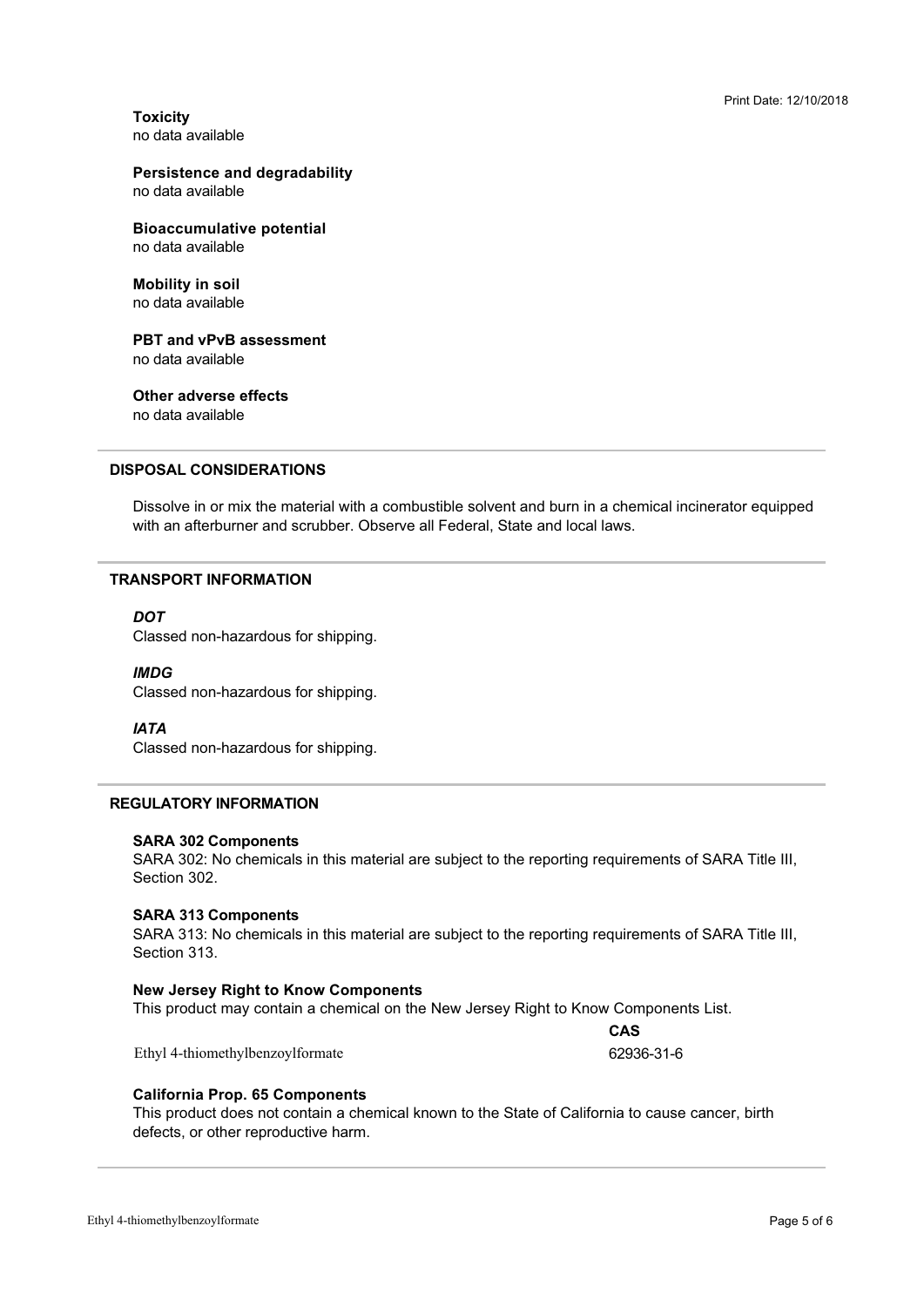### Toxicity
no data available

### Persistence and degradability
no data available

### Bioaccumulative potential
no data available

### Mobility in soil
no data available

### PBT and vPvB assessment
no data available

### Other adverse effects
no data available

## DISPOSAL CONSIDERATIONS

Dissolve in or mix the material with a combustible solvent and burn in a chemical incinerator equipped with an afterburner and scrubber. Observe all Federal, State and local laws.

## TRANSPORT INFORMATION

***DOT***
Classed non-hazardous for shipping.

***IMDG***
Classed non-hazardous for shipping.

***IATA***
Classed non-hazardous for shipping.

## REGULATORY INFORMATION

### SARA 302 Components
SARA 302: No chemicals in this material are subject to the reporting requirements of SARA Title III, Section 302.

### SARA 313 Components
SARA 313: No chemicals in this material are subject to the reporting requirements of SARA Title III, Section 313.

### New Jersey Right to Know Components
This product may contain a chemical on the New Jersey Right to Know Components List.

| | CAS |
|---|---|
| Ethyl 4-thiomethylbenzoylformate | 62936-31-6 |

### California Prop. 65 Components
This product does not contain a chemical known to the State of California to cause cancer, birth defects, or other reproductive harm.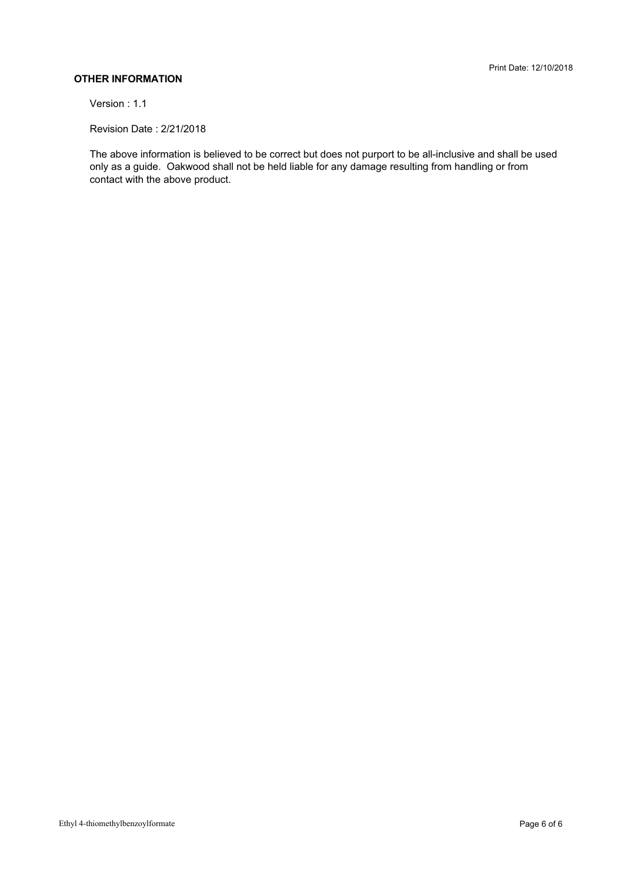## OTHER INFORMATION

Version : 1.1

Revision Date : 2/21/2018

The above information is believed to be correct but does not purport to be all-inclusive and shall be used only as a guide. Oakwood shall not be held liable for any damage resulting from handling or from contact with the above product.